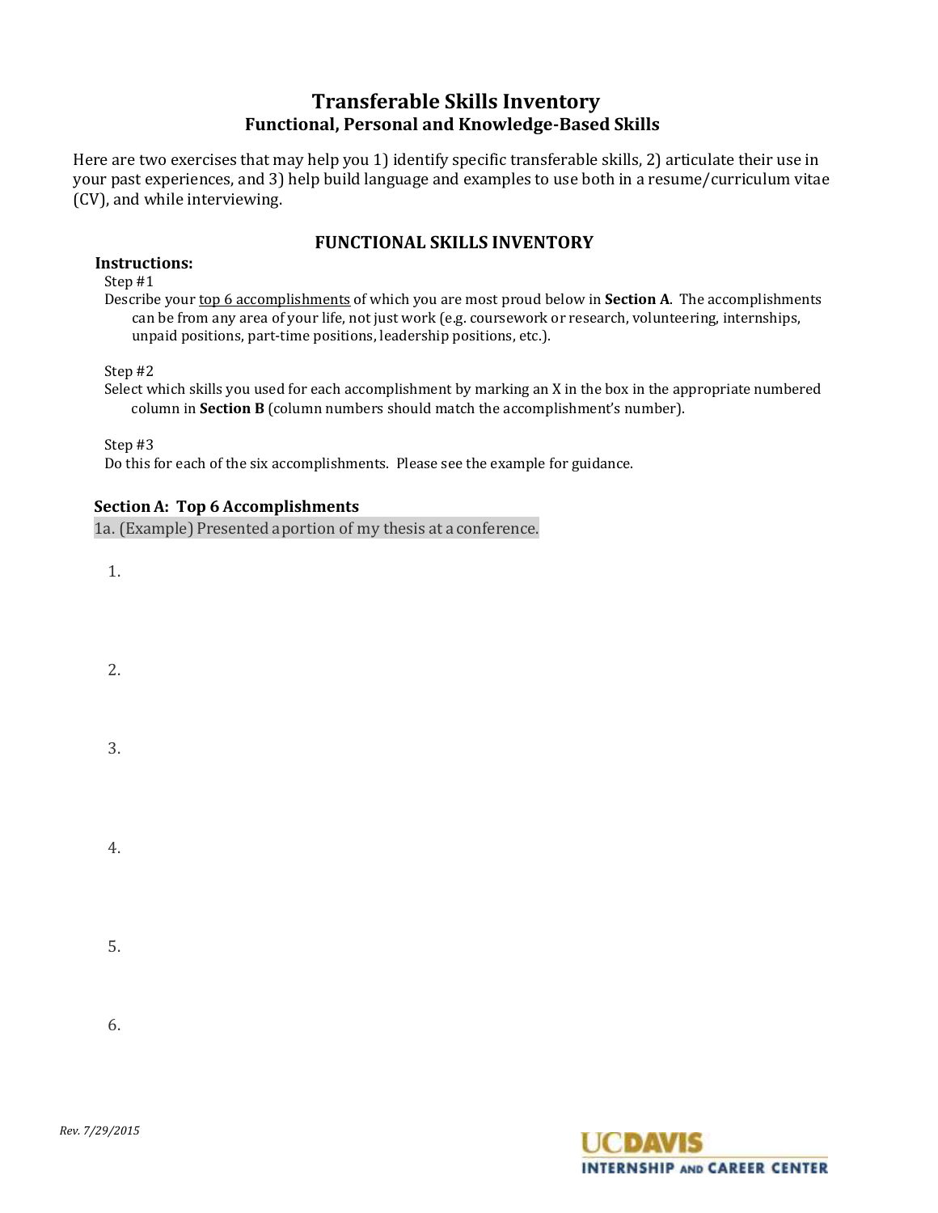# Transferable Skills Inventory

## Functional, Personal and Knowledge-Based Skills

Here are two exercises that may help you 1) identify specific transferable skills, 2) articulate their use in your past experiences, and 3) help build language and examples to use both in a resume/curriculum vitae (CV), and while interviewing.

### FUNCTIONAL SKILLS INVENTORY

**Instructions:**

Step #1

Describe your <u>top 6 accomplishments</u> of which you are most proud below in **Section A**. The accomplishments can be from any area of your life, not just work (e.g. coursework or research, volunteering, internships, unpaid positions, part-time positions, leadership positions, etc.).

Step #2

Select which skills you used for each accomplishment by marking an X in the box in the appropriate numbered column in **Section B** (column numbers should match the accomplishment's number).

Step #3

Do this for each of the six accomplishments. Please see the example for guidance.

**Section A: Top 6 Accomplishments**

1a. (Example) Presented a portion of my thesis at a conference.

1.

2.

3.

4.

5.

6.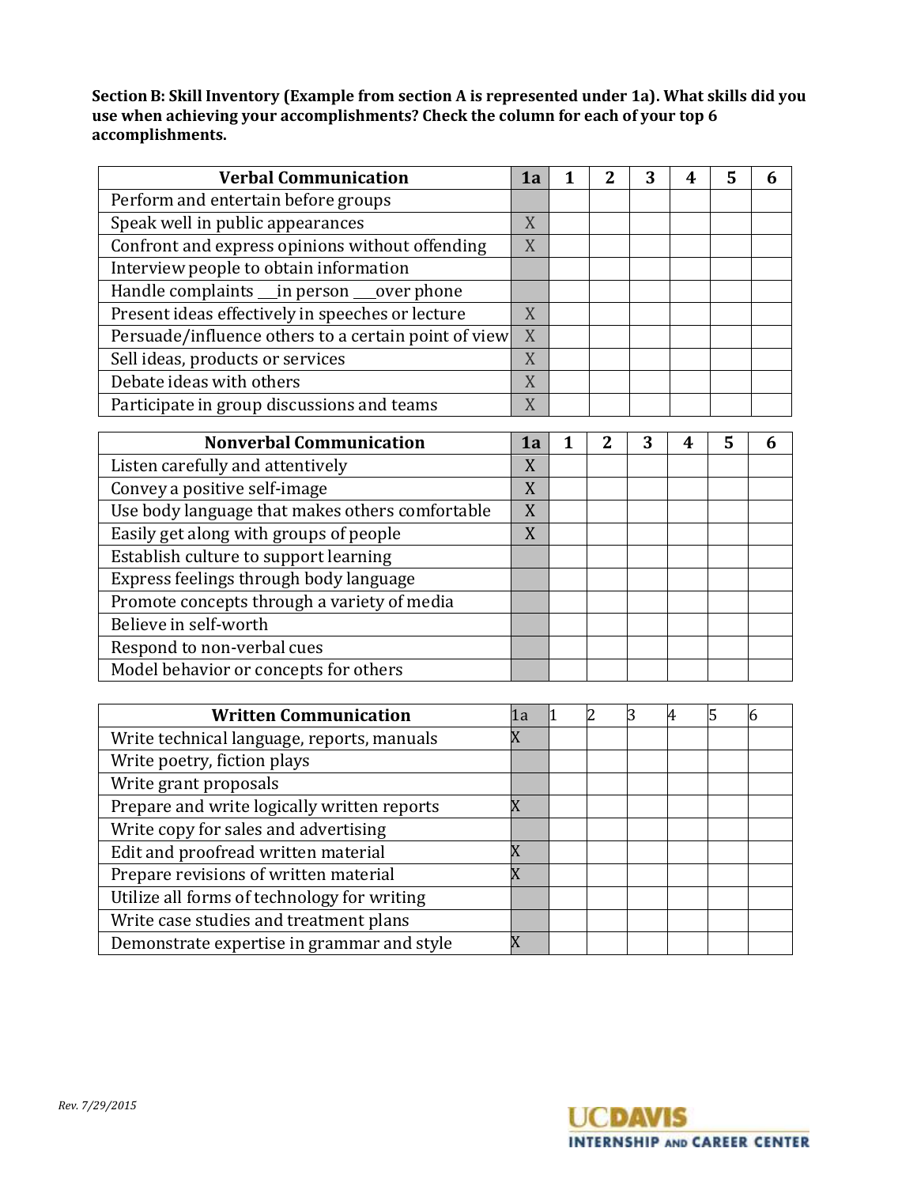**Section B: Skill Inventory (Example from section A is represented under 1a). What skills did you use when achieving your accomplishments? Check the column for each of your top 6 accomplishments.**

| Verbal Communication | 1a | 1 | 2 | 3 | 4 | 5 | 6 |
|---|---|---|---|---|---|---|---|
| Perform and entertain before groups | | | | | | | |
| Speak well in public appearances | X | | | | | | |
| Confront and express opinions without offending | X | | | | | | |
| Interview people to obtain information | | | | | | | |
| Handle complaints ___in person ___over phone | | | | | | | |
| Present ideas effectively in speeches or lecture | X | | | | | | |
| Persuade/influence others to a certain point of view | X | | | | | | |
| Sell ideas, products or services | X | | | | | | |
| Debate ideas with others | X | | | | | | |
| Participate in group discussions and teams | X | | | | | | |

| Nonverbal Communication | 1a | 1 | 2 | 3 | 4 | 5 | 6 |
|---|---|---|---|---|---|---|---|
| Listen carefully and attentively | X | | | | | | |
| Convey a positive self-image | X | | | | | | |
| Use body language that makes others comfortable | X | | | | | | |
| Easily get along with groups of people | X | | | | | | |
| Establish culture to support learning | | | | | | | |
| Express feelings through body language | | | | | | | |
| Promote concepts through a variety of media | | | | | | | |
| Believe in self-worth | | | | | | | |
| Respond to non-verbal cues | | | | | | | |
| Model behavior or concepts for others | | | | | | | |

| Written Communication | 1a | 1 | 2 | 3 | 4 | 5 | 6 |
|---|---|---|---|---|---|---|---|
| Write technical language, reports, manuals | X | | | | | | |
| Write poetry, fiction plays | | | | | | | |
| Write grant proposals | | | | | | | |
| Prepare and write logically written reports | X | | | | | | |
| Write copy for sales and advertising | | | | | | | |
| Edit and proofread written material | X | | | | | | |
| Prepare revisions of written material | X | | | | | | |
| Utilize all forms of technology for writing | | | | | | | |
| Write case studies and treatment plans | | | | | | | |
| Demonstrate expertise in grammar and style | X | | | | | | |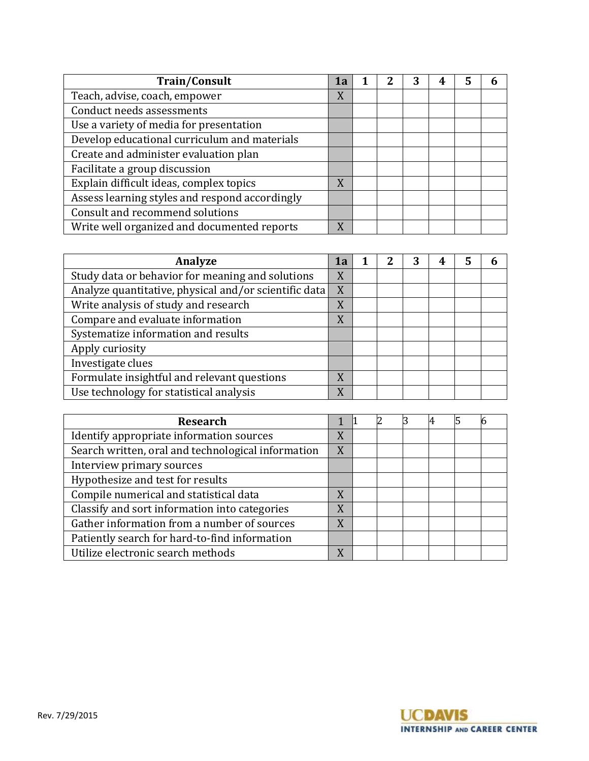| Train/Consult | 1a | 1 | 2 | 3 | 4 | 5 | 6 |
|---|---|---|---|---|---|---|---|
| Teach, advise, coach, empower | X | | | | | | |
| Conduct needs assessments | | | | | | | |
| Use a variety of media for presentation | | | | | | | |
| Develop educational curriculum and materials | | | | | | | |
| Create and administer evaluation plan | | | | | | | |
| Facilitate a group discussion | | | | | | | |
| Explain difficult ideas, complex topics | X | | | | | | |
| Assess learning styles and respond accordingly | | | | | | | |
| Consult and recommend solutions | | | | | | | |
| Write well organized and documented reports | X | | | | | | |

| Analyze | 1a | 1 | 2 | 3 | 4 | 5 | 6 |
|---|---|---|---|---|---|---|---|
| Study data or behavior for meaning and solutions | X | | | | | | |
| Analyze quantitative, physical and/or scientific data | X | | | | | | |
| Write analysis of study and research | X | | | | | | |
| Compare and evaluate information | X | | | | | | |
| Systematize information and results | | | | | | | |
| Apply curiosity | | | | | | | |
| Investigate clues | | | | | | | |
| Formulate insightful and relevant questions | X | | | | | | |
| Use technology for statistical analysis | X | | | | | | |

| Research | 1 | 1 | 2 | 3 | 4 | 5 | 6 |
|---|---|---|---|---|---|---|---|
| Identify appropriate information sources | X | | | | | | |
| Search written, oral and technological information | X | | | | | | |
| Interview primary sources | | | | | | | |
| Hypothesize and test for results | | | | | | | |
| Compile numerical and statistical data | X | | | | | | |
| Classify and sort information into categories | X | | | | | | |
| Gather information from a number of sources | X | | | | | | |
| Patiently search for hard-to-find information | | | | | | | |
| Utilize electronic search methods | X | | | | | | |

Rev. 7/29/2015

UC DAVIS INTERNSHIP AND CAREER CENTER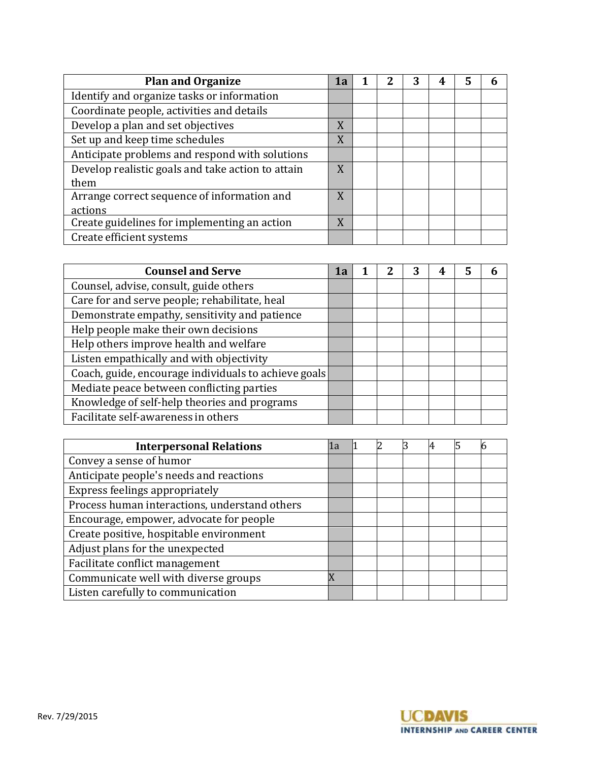| Plan and Organize | 1a | 1 | 2 | 3 | 4 | 5 | 6 |
| --- | --- | --- | --- | --- | --- | --- | --- |
| Identify and organize tasks or information | | | | | | | |
| Coordinate people, activities and details | | | | | | | |
| Develop a plan and set objectives | X | | | | | | |
| Set up and keep time schedules | X | | | | | | |
| Anticipate problems and respond with solutions | | | | | | | |
| Develop realistic goals and take action to attain them | X | | | | | | |
| Arrange correct sequence of information and actions | X | | | | | | |
| Create guidelines for implementing an action | X | | | | | | |
| Create efficient systems | | | | | | | |

| Counsel and Serve | 1a | 1 | 2 | 3 | 4 | 5 | 6 |
| --- | --- | --- | --- | --- | --- | --- | --- |
| Counsel, advise, consult, guide others | | | | | | | |
| Care for and serve people; rehabilitate, heal | | | | | | | |
| Demonstrate empathy, sensitivity and patience | | | | | | | |
| Help people make their own decisions | | | | | | | |
| Help others improve health and welfare | | | | | | | |
| Listen empathically and with objectivity | | | | | | | |
| Coach, guide, encourage individuals to achieve goals | | | | | | | |
| Mediate peace between conflicting parties | | | | | | | |
| Knowledge of self-help theories and programs | | | | | | | |
| Facilitate self-awareness in others | | | | | | | |

| Interpersonal Relations | 1a | 1 | 2 | 3 | 4 | 5 | 6 |
| --- | --- | --- | --- | --- | --- | --- | --- |
| Convey a sense of humor | | | | | | | |
| Anticipate people's needs and reactions | | | | | | | |
| Express feelings appropriately | | | | | | | |
| Process human interactions, understand others | | | | | | | |
| Encourage, empower, advocate for people | | | | | | | |
| Create positive, hospitable environment | | | | | | | |
| Adjust plans for the unexpected | | | | | | | |
| Facilitate conflict management | | | | | | | |
| Communicate well with diverse groups | X | | | | | | |
| Listen carefully to communication | | | | | | | |

Rev. 7/29/2015

UC DAVIS INTERNSHIP AND CAREER CENTER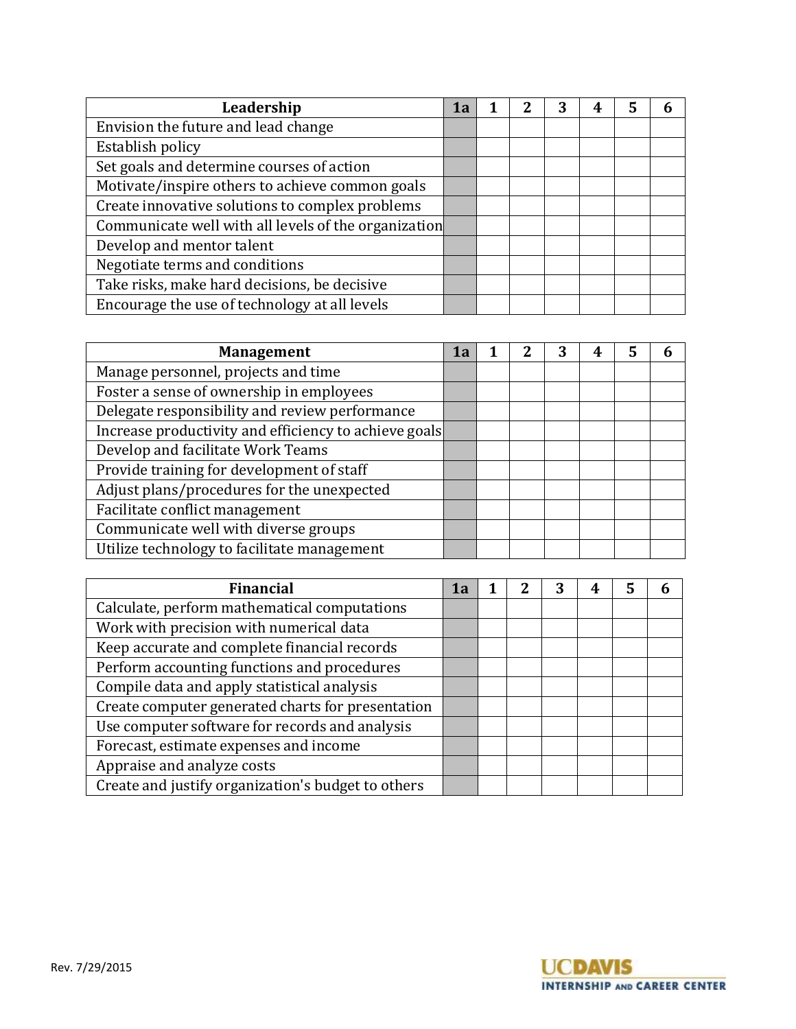| Leadership | 1a | 1 | 2 | 3 | 4 | 5 | 6 |
|---|---|---|---|---|---|---|---|
| Envision the future and lead change | | | | | | | |
| Establish policy | | | | | | | |
| Set goals and determine courses of action | | | | | | | |
| Motivate/inspire others to achieve common goals | | | | | | | |
| Create innovative solutions to complex problems | | | | | | | |
| Communicate well with all levels of the organization | | | | | | | |
| Develop and mentor talent | | | | | | | |
| Negotiate terms and conditions | | | | | | | |
| Take risks, make hard decisions, be decisive | | | | | | | |
| Encourage the use of technology at all levels | | | | | | | |

| Management | 1a | 1 | 2 | 3 | 4 | 5 | 6 |
|---|---|---|---|---|---|---|---|
| Manage personnel, projects and time | | | | | | | |
| Foster a sense of ownership in employees | | | | | | | |
| Delegate responsibility and review performance | | | | | | | |
| Increase productivity and efficiency to achieve goals | | | | | | | |
| Develop and facilitate Work Teams | | | | | | | |
| Provide training for development of staff | | | | | | | |
| Adjust plans/procedures for the unexpected | | | | | | | |
| Facilitate conflict management | | | | | | | |
| Communicate well with diverse groups | | | | | | | |
| Utilize technology to facilitate management | | | | | | | |

| Financial | 1a | 1 | 2 | 3 | 4 | 5 | 6 |
|---|---|---|---|---|---|---|---|
| Calculate, perform mathematical computations | | | | | | | |
| Work with precision with numerical data | | | | | | | |
| Keep accurate and complete financial records | | | | | | | |
| Perform accounting functions and procedures | | | | | | | |
| Compile data and apply statistical analysis | | | | | | | |
| Create computer generated charts for presentation | | | | | | | |
| Use computer software for records and analysis | | | | | | | |
| Forecast, estimate expenses and income | | | | | | | |
| Appraise and analyze costs | | | | | | | |
| Create and justify organization's budget to others | | | | | | | |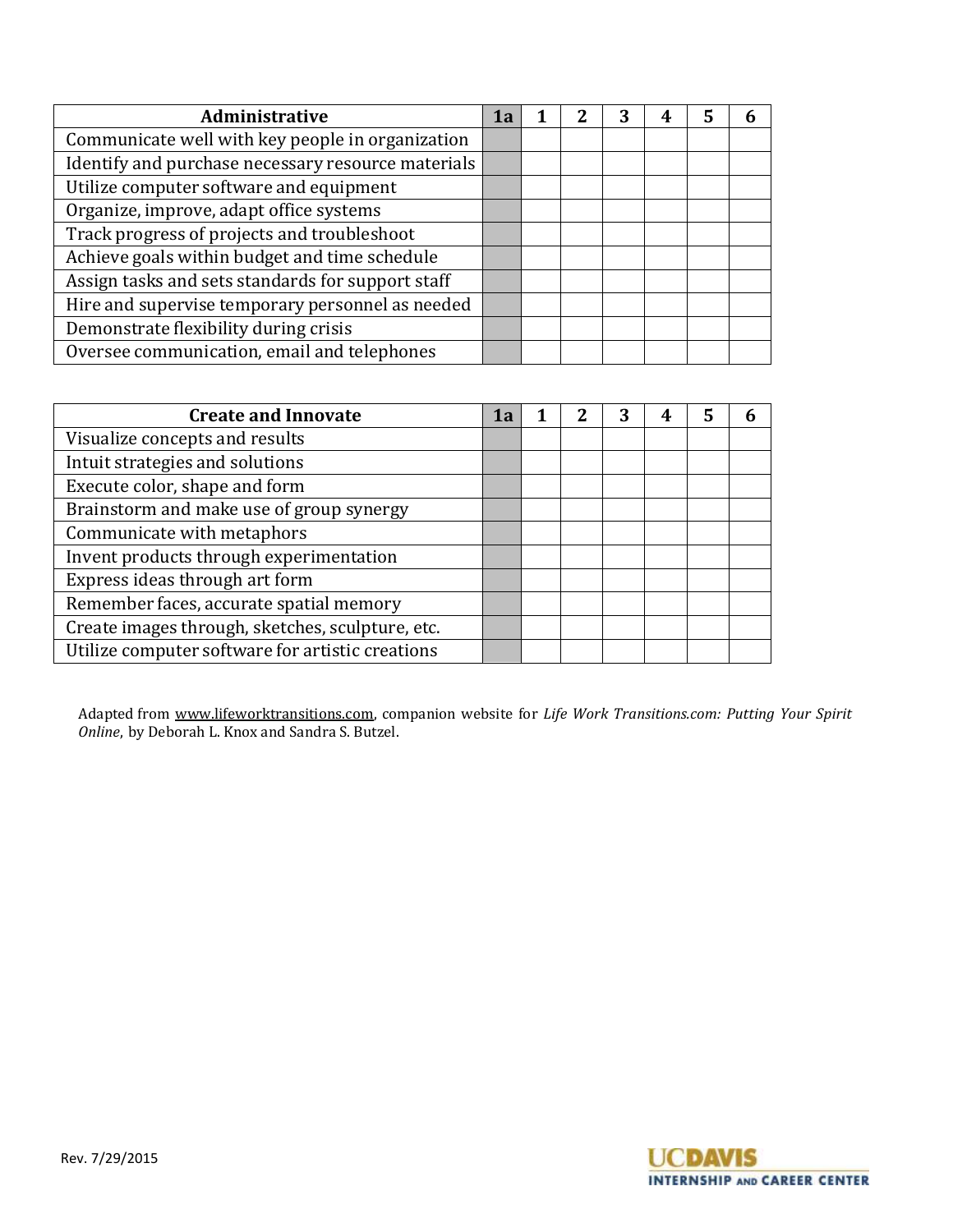| Administrative | 1a | 1 | 2 | 3 | 4 | 5 | 6 |
|---|---|---|---|---|---|---|---|
| Communicate well with key people in organization | | | | | | | |
| Identify and purchase necessary resource materials | | | | | | | |
| Utilize computer software and equipment | | | | | | | |
| Organize, improve, adapt office systems | | | | | | | |
| Track progress of projects and troubleshoot | | | | | | | |
| Achieve goals within budget and time schedule | | | | | | | |
| Assign tasks and sets standards for support staff | | | | | | | |
| Hire and supervise temporary personnel as needed | | | | | | | |
| Demonstrate flexibility during crisis | | | | | | | |
| Oversee communication, email and telephones | | | | | | | |

| Create and Innovate | 1a | 1 | 2 | 3 | 4 | 5 | 6 |
|---|---|---|---|---|---|---|---|
| Visualize concepts and results | | | | | | | |
| Intuit strategies and solutions | | | | | | | |
| Execute color, shape and form | | | | | | | |
| Brainstorm and make use of group synergy | | | | | | | |
| Communicate with metaphors | | | | | | | |
| Invent products through experimentation | | | | | | | |
| Express ideas through art form | | | | | | | |
| Remember faces, accurate spatial memory | | | | | | | |
| Create images through, sketches, sculpture, etc. | | | | | | | |
| Utilize computer software for artistic creations | | | | | | | |

Adapted from www.lifeworktransitions.com, companion website for *Life Work Transitions.com: Putting Your Spirit Online*, by Deborah L. Knox and Sandra S. Butzel.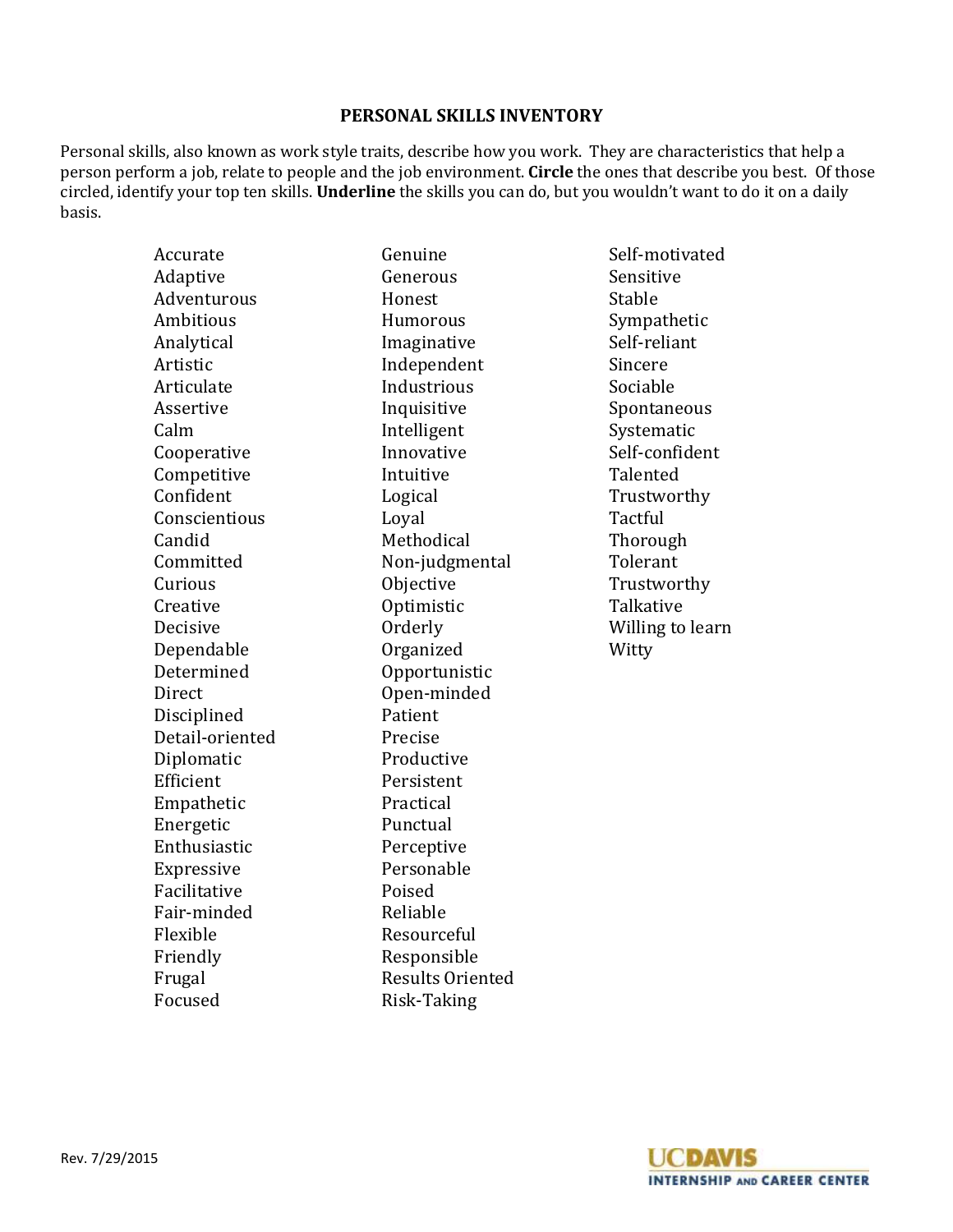# PERSONAL SKILLS INVENTORY

Personal skills, also known as work style traits, describe how you work. They are characteristics that help a person perform a job, relate to people and the job environment. **Circle** the ones that describe you best. Of those circled, identify your top ten skills. **Underline** the skills you can do, but you wouldn't want to do it on a daily basis.

- Accurate
- Adaptive
- Adventurous
- Ambitious
- Analytical
- Artistic
- Articulate
- Assertive
- Calm
- Cooperative
- Competitive
- Confident
- Conscientious
- Candid
- Committed
- Curious
- Creative
- Decisive
- Dependable
- Determined
- Direct
- Disciplined
- Detail-oriented
- Diplomatic
- Efficient
- Empathetic
- Energetic
- Enthusiastic
- Expressive
- Facilitative
- Fair-minded
- Flexible
- Friendly
- Frugal
- Focused
- Genuine
- Generous
- Honest
- Humorous
- Imaginative
- Independent
- Industrious
- Inquisitive
- Intelligent
- Innovative
- Intuitive
- Logical
- Loyal
- Methodical
- Non-judgmental
- Objective
- Optimistic
- Orderly
- Organized
- Opportunistic
- Open-minded
- Patient
- Precise
- Productive
- Persistent
- Practical
- Punctual
- Perceptive
- Personable
- Poised
- Reliable
- Resourceful
- Responsible
- Results Oriented
- Risk-Taking
- Self-motivated
- Sensitive
- Stable
- Sympathetic
- Self-reliant
- Sincere
- Sociable
- Spontaneous
- Systematic
- Self-confident
- Talented
- Trustworthy
- Tactful
- Thorough
- Tolerant
- Trustworthy
- Talkative
- Willing to learn
- Witty

Rev. 7/29/2015

UC DAVIS INTERNSHIP AND CAREER CENTER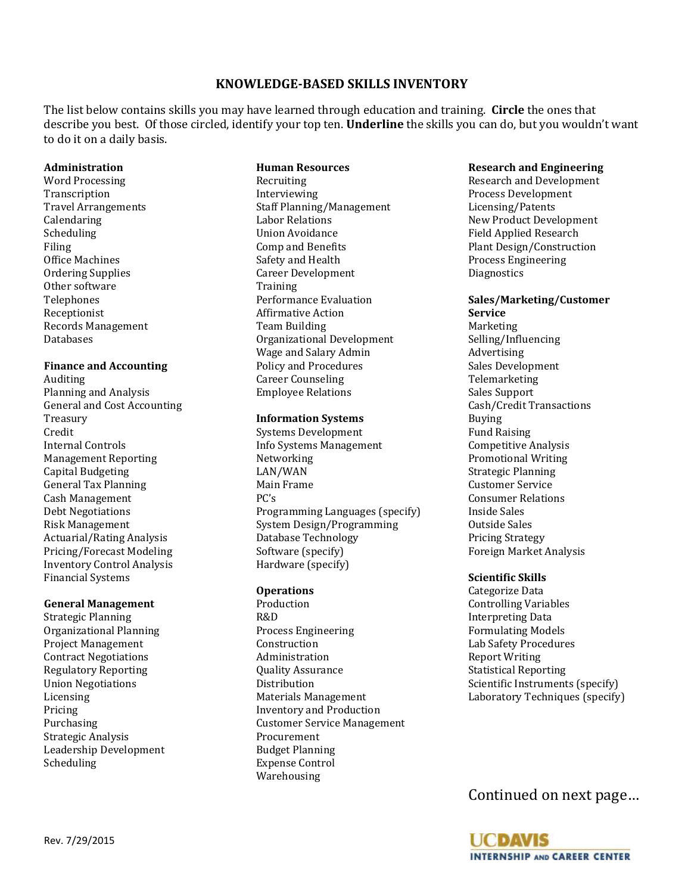# KNOWLEDGE-BASED SKILLS INVENTORY

The list below contains skills you may have learned through education and training. **Circle** the ones that describe you best. Of those circled, identify your top ten. **Underline** the skills you can do, but you wouldn't want to do it on a daily basis.

**Administration**

Word Processing
Transcription
Travel Arrangements
Calendaring
Scheduling
Filing
Office Machines
Ordering Supplies
Other software
Telephones
Receptionist
Records Management
Databases

**Finance and Accounting**

Auditing
Planning and Analysis
General and Cost Accounting
Treasury
Credit
Internal Controls
Management Reporting
Capital Budgeting
General Tax Planning
Cash Management
Debt Negotiations
Risk Management
Actuarial/Rating Analysis
Pricing/Forecast Modeling
Inventory Control Analysis
Financial Systems

**General Management**

Strategic Planning
Organizational Planning
Project Management
Contract Negotiations
Regulatory Reporting
Union Negotiations
Licensing
Pricing
Purchasing
Strategic Analysis
Leadership Development
Scheduling

**Human Resources**

Recruiting
Interviewing
Staff Planning/Management
Labor Relations
Union Avoidance
Comp and Benefits
Safety and Health
Career Development
Training
Performance Evaluation
Affirmative Action
Team Building
Organizational Development
Wage and Salary Admin
Policy and Procedures
Career Counseling
Employee Relations

**Information Systems**

Systems Development
Info Systems Management
Networking
LAN/WAN
Main Frame
PC's
Programming Languages (specify)
System Design/Programming
Database Technology
Software (specify)
Hardware (specify)

**Operations**

Production
R&D
Process Engineering
Construction
Administration
Quality Assurance
Distribution
Materials Management
Inventory and Production
Customer Service Management
Procurement
Budget Planning
Expense Control
Warehousing

**Research and Engineering**

Research and Development
Process Development
Licensing/Patents
New Product Development
Field Applied Research
Plant Design/Construction
Process Engineering
Diagnostics

**Sales/Marketing/Customer Service**

Marketing
Selling/Influencing
Advertising
Sales Development
Telemarketing
Sales Support
Cash/Credit Transactions
Buying
Fund Raising
Competitive Analysis
Promotional Writing
Strategic Planning
Customer Service
Consumer Relations
Inside Sales
Outside Sales
Pricing Strategy
Foreign Market Analysis

**Scientific Skills**

Categorize Data
Controlling Variables
Interpreting Data
Formulating Models
Lab Safety Procedures
Report Writing
Statistical Reporting
Scientific Instruments (specify)
Laboratory Techniques (specify)

Continued on next page…

Rev. 7/29/2015

UC DAVIS INTERNSHIP AND CAREER CENTER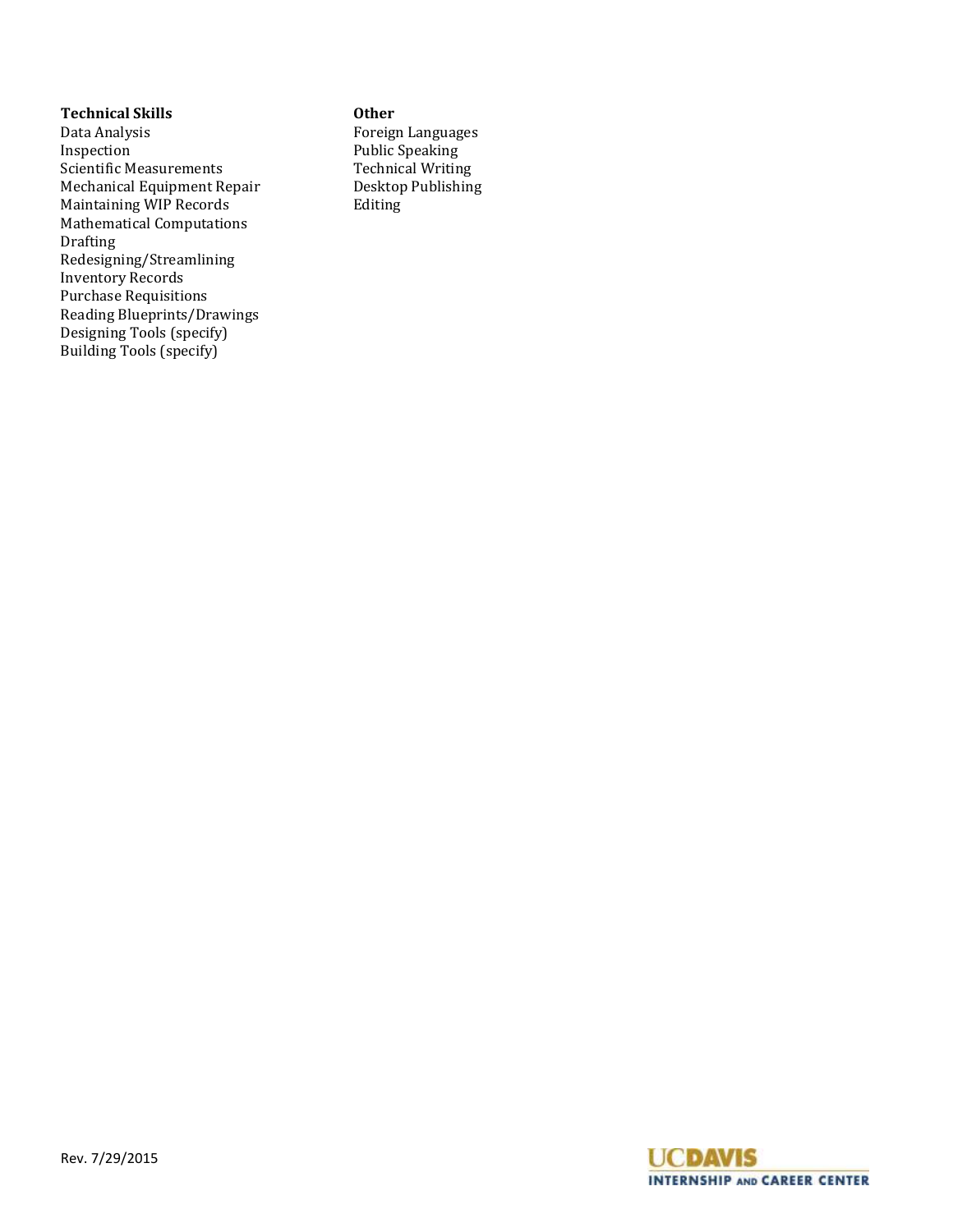**Technical Skills**

Data Analysis
Inspection
Scientific Measurements
Mechanical Equipment Repair
Maintaining WIP Records
Mathematical Computations
Drafting
Redesigning/Streamlining
Inventory Records
Purchase Requisitions
Reading Blueprints/Drawings
Designing Tools (specify)
Building Tools (specify)

**Other**

Foreign Languages
Public Speaking
Technical Writing
Desktop Publishing
Editing

Rev. 7/29/2015